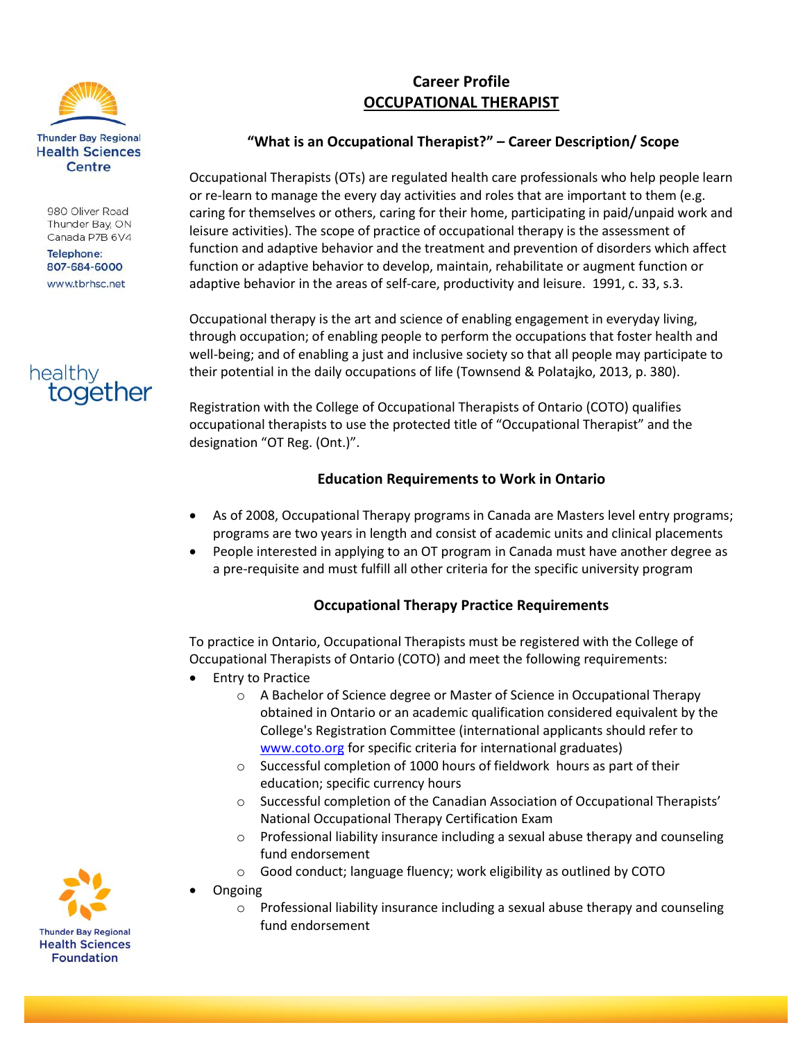Thunder Bay Regional Health Sciences Centre

980 Oliver Road
Thunder Bay, ON
Canada P7B 6V4
Telephone:
807-684-6000
www.tbrhsc.net

healthy together

# Career Profile
# OCCUPATIONAL THERAPIST

## "What is an Occupational Therapist?" – Career Description/ Scope

Occupational Therapists (OTs) are regulated health care professionals who help people learn or re-learn to manage the every day activities and roles that are important to them (e.g. caring for themselves or others, caring for their home, participating in paid/unpaid work and leisure activities). The scope of practice of occupational therapy is the assessment of function and adaptive behavior and the treatment and prevention of disorders which affect function or adaptive behavior to develop, maintain, rehabilitate or augment function or adaptive behavior in the areas of self-care, productivity and leisure. 1991, c. 33, s.3.

Occupational therapy is the art and science of enabling engagement in everyday living, through occupation; of enabling people to perform the occupations that foster health and well-being; and of enabling a just and inclusive society so that all people may participate to their potential in the daily occupations of life (Townsend & Polatajko, 2013, p. 380).

Registration with the College of Occupational Therapists of Ontario (COTO) qualifies occupational therapists to use the protected title of "Occupational Therapist" and the designation "OT Reg. (Ont.)".

## Education Requirements to Work in Ontario

- As of 2008, Occupational Therapy programs in Canada are Masters level entry programs; programs are two years in length and consist of academic units and clinical placements
- People interested in applying to an OT program in Canada must have another degree as a pre-requisite and must fulfill all other criteria for the specific university program

## Occupational Therapy Practice Requirements

To practice in Ontario, Occupational Therapists must be registered with the College of Occupational Therapists of Ontario (COTO) and meet the following requirements:

- Entry to Practice
    - A Bachelor of Science degree or Master of Science in Occupational Therapy obtained in Ontario or an academic qualification considered equivalent by the College's Registration Committee (international applicants should refer to www.coto.org for specific criteria for international graduates)
    - Successful completion of 1000 hours of fieldwork hours as part of their education; specific currency hours
    - Successful completion of the Canadian Association of Occupational Therapists' National Occupational Therapy Certification Exam
    - Professional liability insurance including a sexual abuse therapy and counseling fund endorsement
    - Good conduct; language fluency; work eligibility as outlined by COTO
- Ongoing
    - Professional liability insurance including a sexual abuse therapy and counseling fund endorsement

Thunder Bay Regional Health Sciences Foundation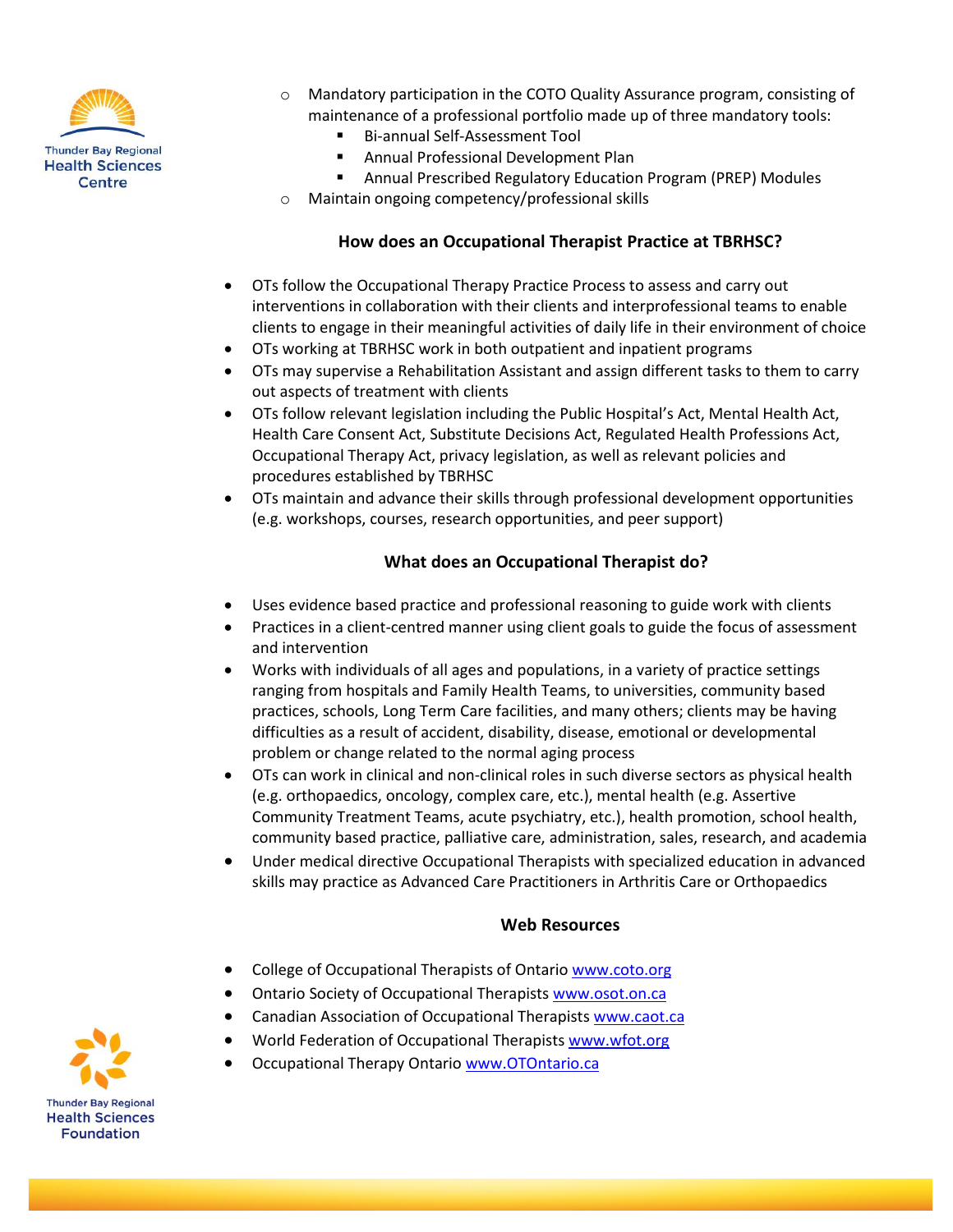- Mandatory participation in the COTO Quality Assurance program, consisting of maintenance of a professional portfolio made up of three mandatory tools:
    - Bi-annual Self-Assessment Tool
    - Annual Professional Development Plan
    - Annual Prescribed Regulatory Education Program (PREP) Modules
  - Maintain ongoing competency/professional skills

### How does an Occupational Therapist Practice at TBRHSC?

- OTs follow the Occupational Therapy Practice Process to assess and carry out interventions in collaboration with their clients and interprofessional teams to enable clients to engage in their meaningful activities of daily life in their environment of choice
- OTs working at TBRHSC work in both outpatient and inpatient programs
- OTs may supervise a Rehabilitation Assistant and assign different tasks to them to carry out aspects of treatment with clients
- OTs follow relevant legislation including the Public Hospital's Act, Mental Health Act, Health Care Consent Act, Substitute Decisions Act, Regulated Health Professions Act, Occupational Therapy Act, privacy legislation, as well as relevant policies and procedures established by TBRHSC
- OTs maintain and advance their skills through professional development opportunities (e.g. workshops, courses, research opportunities, and peer support)

### What does an Occupational Therapist do?

- Uses evidence based practice and professional reasoning to guide work with clients
- Practices in a client-centred manner using client goals to guide the focus of assessment and intervention
- Works with individuals of all ages and populations, in a variety of practice settings ranging from hospitals and Family Health Teams, to universities, community based practices, schools, Long Term Care facilities, and many others; clients may be having difficulties as a result of accident, disability, disease, emotional or developmental problem or change related to the normal aging process
- OTs can work in clinical and non-clinical roles in such diverse sectors as physical health (e.g. orthopaedics, oncology, complex care, etc.), mental health (e.g. Assertive Community Treatment Teams, acute psychiatry, etc.), health promotion, school health, community based practice, palliative care, administration, sales, research, and academia
- Under medical directive Occupational Therapists with specialized education in advanced skills may practice as Advanced Care Practitioners in Arthritis Care or Orthopaedics

### Web Resources

- College of Occupational Therapists of Ontario www.coto.org
- Ontario Society of Occupational Therapists www.osot.on.ca
- Canadian Association of Occupational Therapists www.caot.ca
- World Federation of Occupational Therapists www.wfot.org
- Occupational Therapy Ontario www.OTOntario.ca